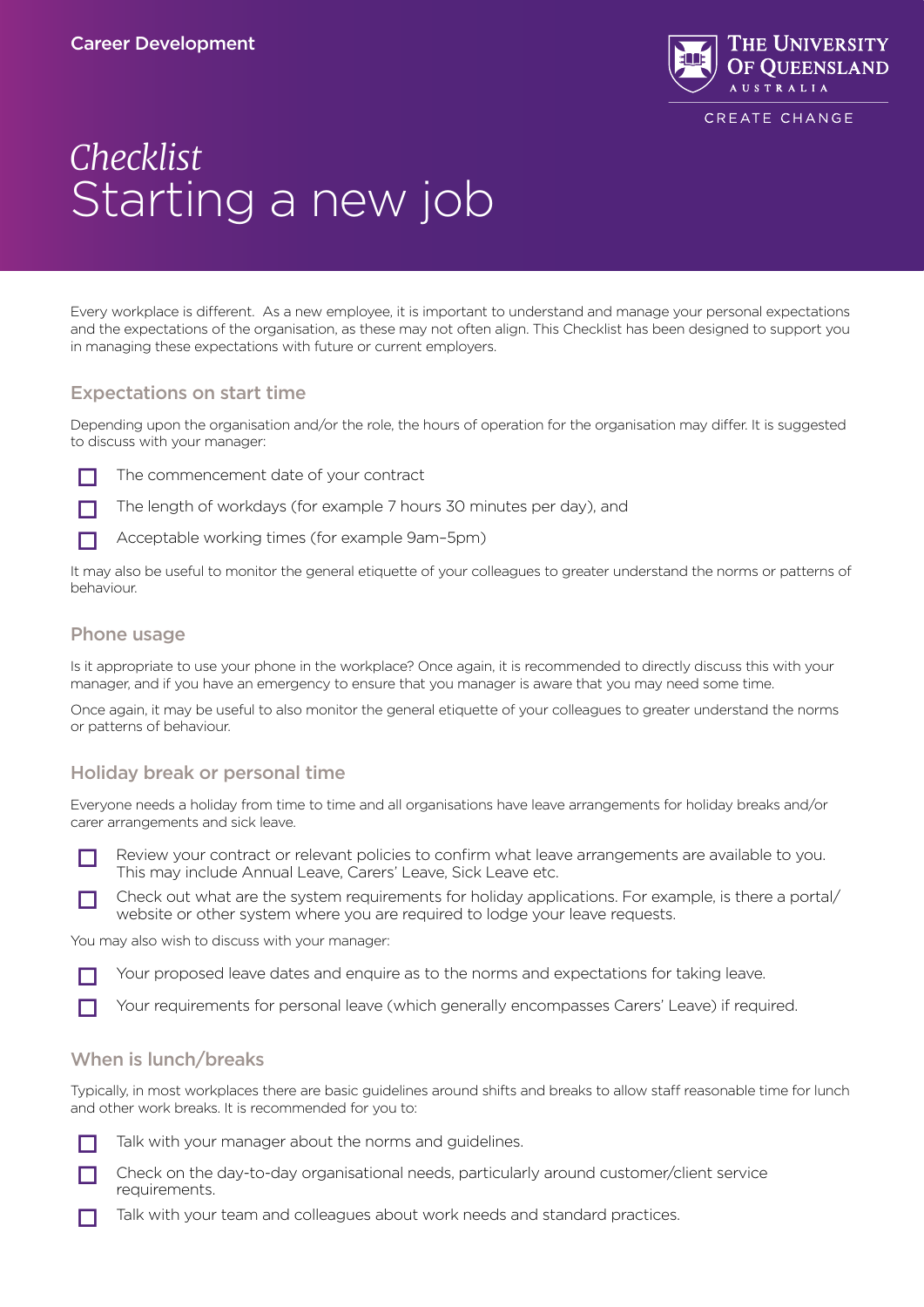Career Development

The University of Queensland
AUSTRALIA

CREATE CHANGE

# *Checklist*
# Starting a new job

Every workplace is different. As a new employee, it is important to understand and manage your personal expectations and the expectations of the organisation, as these may not often align. This Checklist has been designed to support you in managing these expectations with future or current employers.

## Expectations on start time

Depending upon the organisation and/or the role, the hours of operation for the organisation may differ. It is suggested to discuss with your manager:

- [ ] The commencement date of your contract
- [ ] The length of workdays (for example 7 hours 30 minutes per day), and
- [ ] Acceptable working times (for example 9am–5pm)

It may also be useful to monitor the general etiquette of your colleagues to greater understand the norms or patterns of behaviour.

## Phone usage

Is it appropriate to use your phone in the workplace? Once again, it is recommended to directly discuss this with your manager, and if you have an emergency to ensure that you manager is aware that you may need some time.

Once again, it may be useful to also monitor the general etiquette of your colleagues to greater understand the norms or patterns of behaviour.

## Holiday break or personal time

Everyone needs a holiday from time to time and all organisations have leave arrangements for holiday breaks and/or carer arrangements and sick leave.

- [ ] Review your contract or relevant policies to confirm what leave arrangements are available to you. This may include Annual Leave, Carers' Leave, Sick Leave etc.
- [ ] Check out what are the system requirements for holiday applications. For example, is there a portal/website or other system where you are required to lodge your leave requests.

You may also wish to discuss with your manager:

- [ ] Your proposed leave dates and enquire as to the norms and expectations for taking leave.
- [ ] Your requirements for personal leave (which generally encompasses Carers' Leave) if required.

## When is lunch/breaks

Typically, in most workplaces there are basic guidelines around shifts and breaks to allow staff reasonable time for lunch and other work breaks. It is recommended for you to:

- [ ] Talk with your manager about the norms and guidelines.
- [ ] Check on the day-to-day organisational needs, particularly around customer/client service requirements.
- [ ] Talk with your team and colleagues about work needs and standard practices.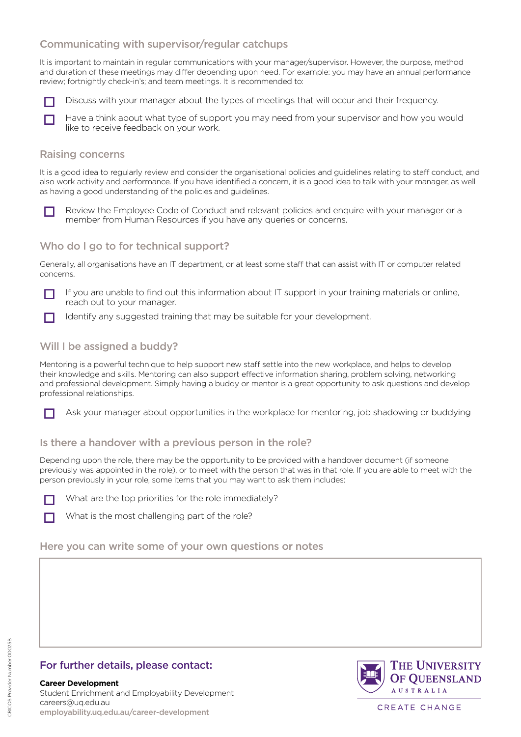## Communicating with supervisor/regular catchups

It is important to maintain in regular communications with your manager/supervisor. However, the purpose, method and duration of these meetings may differ depending upon need. For example: you may have an annual performance review; fortnightly check-in's; and team meetings. It is recommended to:

- [ ] Discuss with your manager about the types of meetings that will occur and their frequency.
- [ ] Have a think about what type of support you may need from your supervisor and how you would like to receive feedback on your work.

## Raising concerns

It is a good idea to regularly review and consider the organisational policies and guidelines relating to staff conduct, and also work activity and performance. If you have identified a concern, it is a good idea to talk with your manager, as well as having a good understanding of the policies and guidelines.

- [ ] Review the Employee Code of Conduct and relevant policies and enquire with your manager or a member from Human Resources if you have any queries or concerns.

## Who do I go to for technical support?

Generally, all organisations have an IT department, or at least some staff that can assist with IT or computer related concerns.

- [ ] If you are unable to find out this information about IT support in your training materials or online, reach out to your manager.
- [ ] Identify any suggested training that may be suitable for your development.

## Will I be assigned a buddy?

Mentoring is a powerful technique to help support new staff settle into the new workplace, and helps to develop their knowledge and skills. Mentoring can also support effective information sharing, problem solving, networking and professional development. Simply having a buddy or mentor is a great opportunity to ask questions and develop professional relationships.

- [ ] Ask your manager about opportunities in the workplace for mentoring, job shadowing or buddying

## Is there a handover with a previous person in the role?

Depending upon the role, there may be the opportunity to be provided with a handover document (if someone previously was appointed in the role), or to meet with the person that was in that role. If you are able to meet with the person previously in your role, some items that you may want to ask them includes:

- [ ] What are the top priorities for the role immediately?
- [ ] What is the most challenging part of the role?

## Here you can write some of your own questions or notes

## For further details, please contact:

**Career Development**
Student Enrichment and Employability Development
careers@uq.edu.au
**employability.uq.edu.au/career-development**

THE UNIVERSITY OF QUEENSLAND
AUSTRALIA

CREATE CHANGE

CRICOS Provider Number 00025B